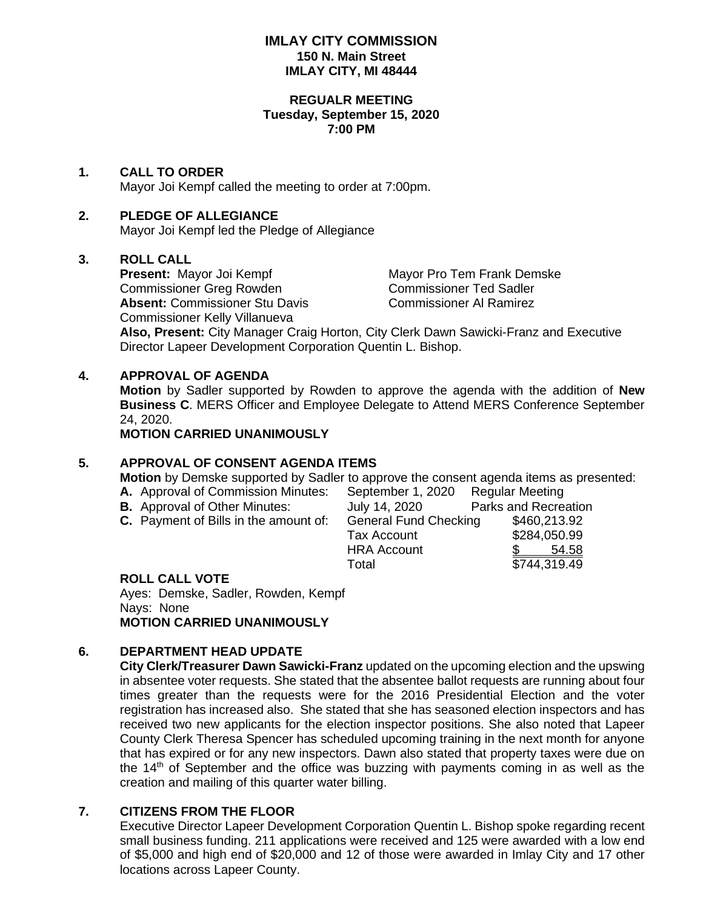# IMLAY CITY COMMISSION
**150 N. Main Street**
**IMLAY CITY, MI 48444**

**REGUALR MEETING**
**Tuesday, September 15, 2020**
**7:00 PM**

## 1. CALL TO ORDER

Mayor Joi Kempf called the meeting to order at 7:00pm.

## 2. PLEDGE OF ALLEGIANCE

Mayor Joi Kempf led the Pledge of Allegiance

## 3. ROLL CALL

**Present:** Mayor Joi Kempf, Mayor Pro Tem Frank Demske, Commissioner Greg Rowden, Commissioner Ted Sadler

**Absent:** Commissioner Stu Davis, Commissioner Al Ramirez, Commissioner Kelly Villanueva

**Also, Present:** City Manager Craig Horton, City Clerk Dawn Sawicki-Franz and Executive Director Lapeer Development Corporation Quentin L. Bishop.

## 4. APPROVAL OF AGENDA

**Motion** by Sadler supported by Rowden to approve the agenda with the addition of **New Business C**. MERS Officer and Employee Delegate to Attend MERS Conference September 24, 2020.

**MOTION CARRIED UNANIMOUSLY**

## 5. APPROVAL OF CONSENT AGENDA ITEMS

**Motion** by Demske supported by Sadler to approve the consent agenda items as presented:

**A.** Approval of Commission Minutes: September 1, 2020 Regular Meeting

**B.** Approval of Other Minutes: July 14, 2020 Parks and Recreation

**C.** Payment of Bills in the amount of:

| | |
|---|---|
| General Fund Checking | $460,213.92 |
| Tax Account | $284,050.99 |
| HRA Account | $ 54.58 |
| Total | $744,319.49 |

**ROLL CALL VOTE**

Ayes: Demske, Sadler, Rowden, Kempf
Nays: None
**MOTION CARRIED UNANIMOUSLY**

## 6. DEPARTMENT HEAD UPDATE

**City Clerk/Treasurer Dawn Sawicki-Franz** updated on the upcoming election and the upswing in absentee voter requests. She stated that the absentee ballot requests are running about four times greater than the requests were for the 2016 Presidential Election and the voter registration has increased also. She stated that she has seasoned election inspectors and has received two new applicants for the election inspector positions. She also noted that Lapeer County Clerk Theresa Spencer has scheduled upcoming training in the next month for anyone that has expired or for any new inspectors. Dawn also stated that property taxes were due on the 14th of September and the office was buzzing with payments coming in as well as the creation and mailing of this quarter water billing.

## 7. CITIZENS FROM THE FLOOR

Executive Director Lapeer Development Corporation Quentin L. Bishop spoke regarding recent small business funding. 211 applications were received and 125 were awarded with a low end of $5,000 and high end of $20,000 and 12 of those were awarded in Imlay City and 17 other locations across Lapeer County.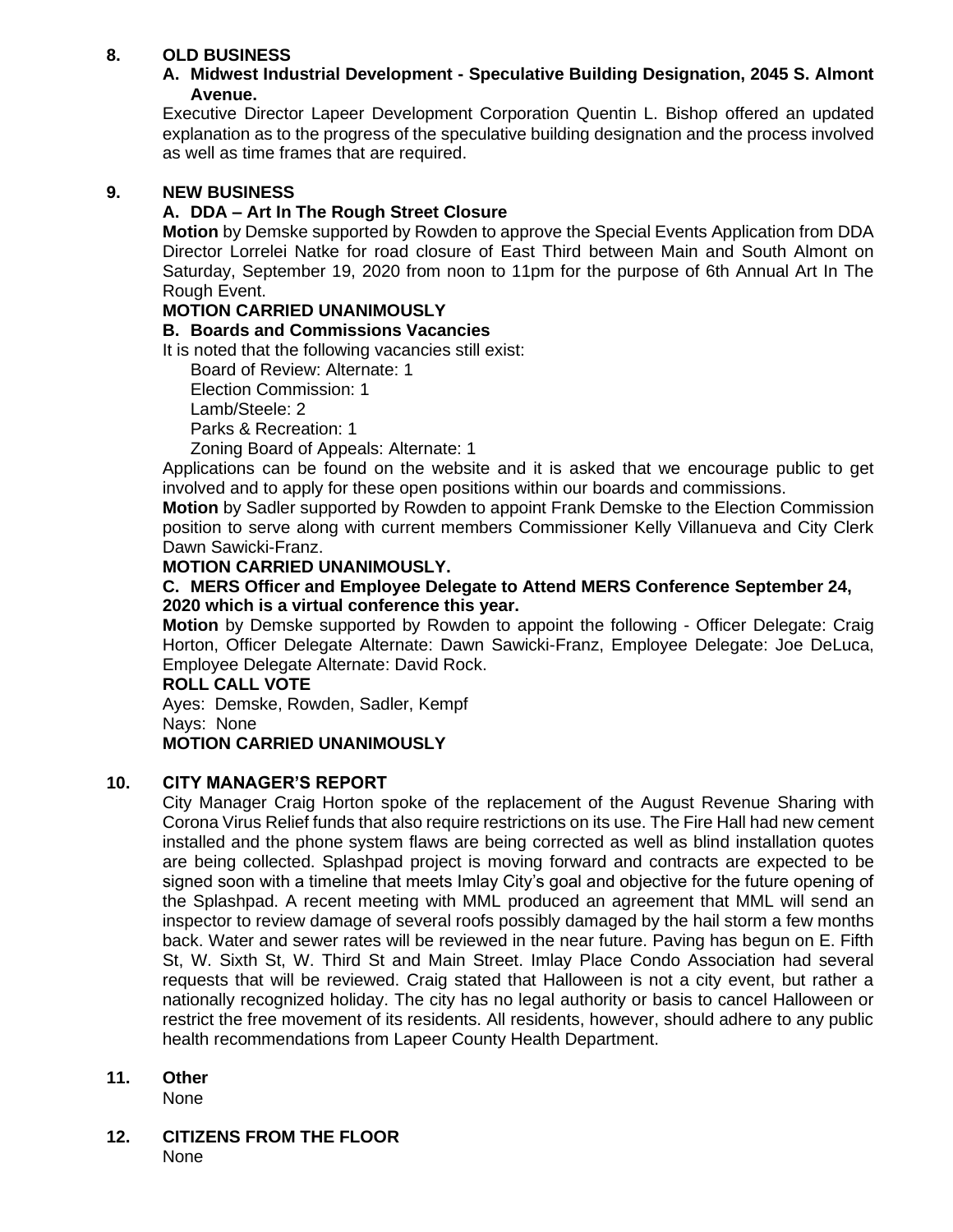## 8. OLD BUSINESS

### A. Midwest Industrial Development - Speculative Building Designation, 2045 S. Almont Avenue.

Executive Director Lapeer Development Corporation Quentin L. Bishop offered an updated explanation as to the progress of the speculative building designation and the process involved as well as time frames that are required.

## 9. NEW BUSINESS

### A. DDA – Art In The Rough Street Closure

**Motion** by Demske supported by Rowden to approve the Special Events Application from DDA Director Lorrelei Natke for road closure of East Third between Main and South Almont on Saturday, September 19, 2020 from noon to 11pm for the purpose of 6th Annual Art In The Rough Event.

**MOTION CARRIED UNANIMOUSLY**

### B. Boards and Commissions Vacancies

It is noted that the following vacancies still exist:

Board of Review: Alternate: 1
Election Commission: 1
Lamb/Steele: 2
Parks & Recreation: 1
Zoning Board of Appeals: Alternate: 1

Applications can be found on the website and it is asked that we encourage public to get involved and to apply for these open positions within our boards and commissions.

**Motion** by Sadler supported by Rowden to appoint Frank Demske to the Election Commission position to serve along with current members Commissioner Kelly Villanueva and City Clerk Dawn Sawicki-Franz.

**MOTION CARRIED UNANIMOUSLY.**

### C. MERS Officer and Employee Delegate to Attend MERS Conference September 24, 2020 which is a virtual conference this year.

**Motion** by Demske supported by Rowden to appoint the following - Officer Delegate: Craig Horton, Officer Delegate Alternate: Dawn Sawicki-Franz, Employee Delegate: Joe DeLuca, Employee Delegate Alternate: David Rock.

**ROLL CALL VOTE**

Ayes: Demske, Rowden, Sadler, Kempf
Nays: None

**MOTION CARRIED UNANIMOUSLY**

## 10. CITY MANAGER'S REPORT

City Manager Craig Horton spoke of the replacement of the August Revenue Sharing with Corona Virus Relief funds that also require restrictions on its use. The Fire Hall had new cement installed and the phone system flaws are being corrected as well as blind installation quotes are being collected. Splashpad project is moving forward and contracts are expected to be signed soon with a timeline that meets Imlay City's goal and objective for the future opening of the Splashpad. A recent meeting with MML produced an agreement that MML will send an inspector to review damage of several roofs possibly damaged by the hail storm a few months back. Water and sewer rates will be reviewed in the near future. Paving has begun on E. Fifth St, W. Sixth St, W. Third St and Main Street. Imlay Place Condo Association had several requests that will be reviewed. Craig stated that Halloween is not a city event, but rather a nationally recognized holiday. The city has no legal authority or basis to cancel Halloween or restrict the free movement of its residents. All residents, however, should adhere to any public health recommendations from Lapeer County Health Department.

## 11. Other

None

## 12. CITIZENS FROM THE FLOOR

None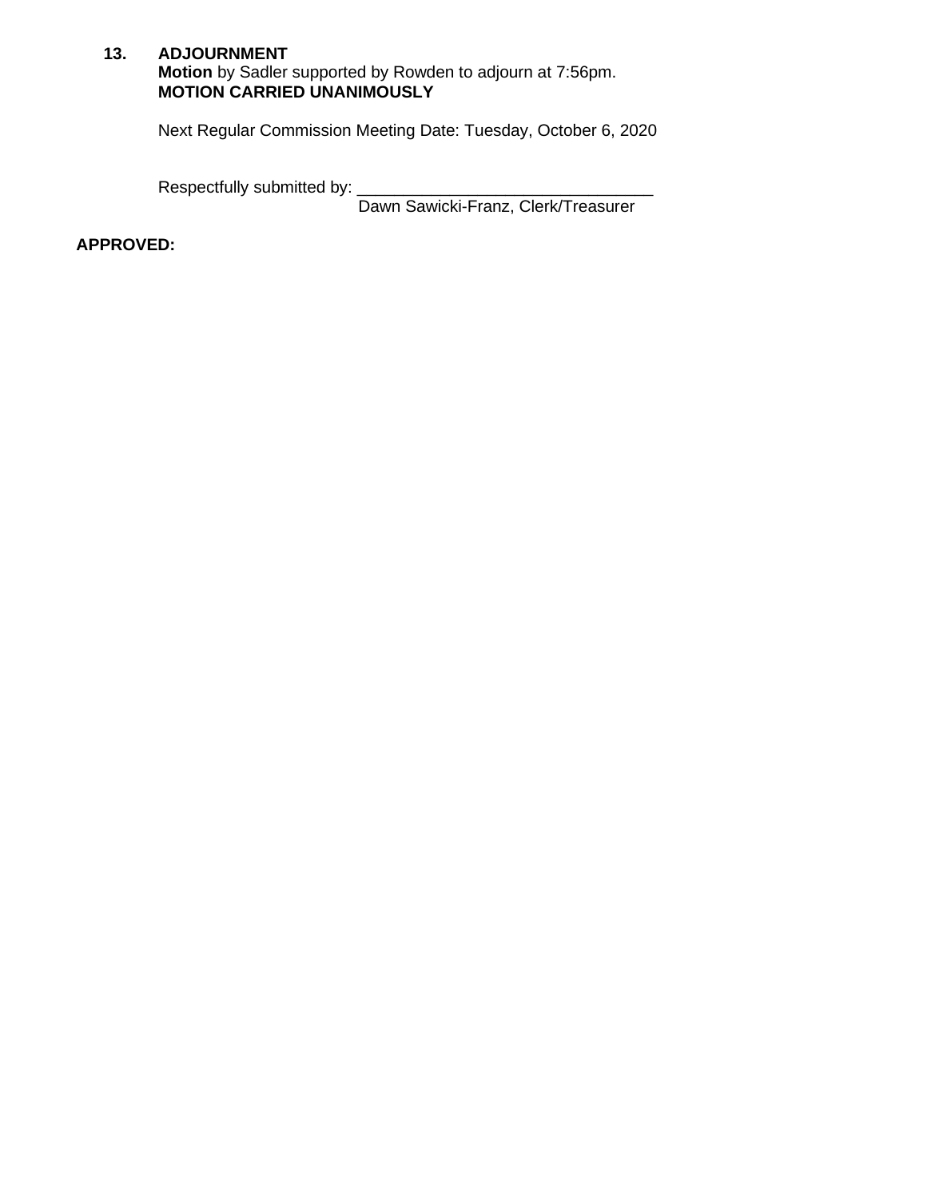**13. ADJOURNMENT**

**Motion** by Sadler supported by Rowden to adjourn at 7:56pm.
**MOTION CARRIED UNANIMOUSLY**

Next Regular Commission Meeting Date: Tuesday, October 6, 2020

Respectfully submitted by: ________________________________
Dawn Sawicki-Franz, Clerk/Treasurer

**APPROVED:**